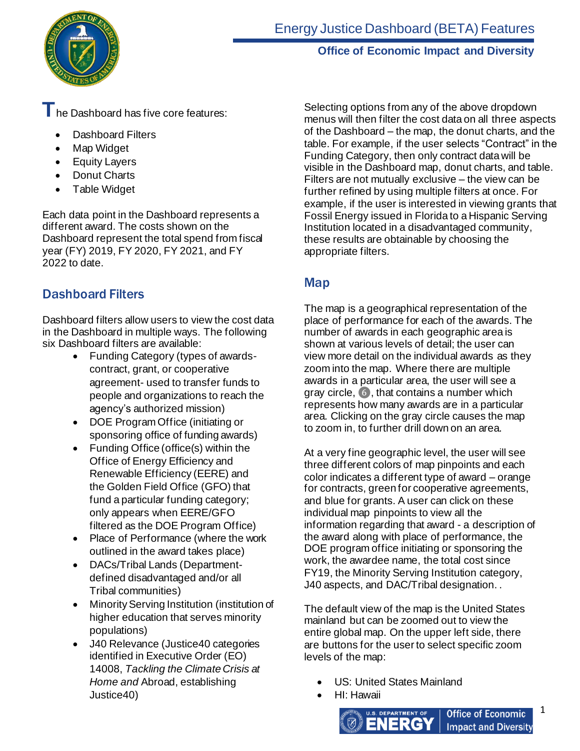# Energy Justice Dashboard (BETA) Features

**Office of Economic Impact and Diversity**

The Dashboard has five core features:

- Dashboard Filters
- Map Widget
- Equity Layers
- Donut Charts
- Table Widget

Each data point in the Dashboard represents a different award. The costs shown on the Dashboard represent the total spend from fiscal year (FY) 2019, FY 2020, FY 2021, and FY 2022 to date.

## Dashboard Filters

Dashboard filters allow users to view the cost data in the Dashboard in multiple ways. The following six Dashboard filters are available:

- Funding Category (types of awards- contract, grant, or cooperative agreement- used to transfer funds to people and organizations to reach the agency's authorized mission)
- DOE Program Office (initiating or sponsoring office of funding awards)
- Funding Office (office(s) within the Office of Energy Efficiency and Renewable Efficiency (EERE) and the Golden Field Office (GFO) that fund a particular funding category; only appears when EERE/GFO filtered as the DOE Program Office)
- Place of Performance (where the work outlined in the award takes place)
- DACs/Tribal Lands (Department-defined disadvantaged and/or all Tribal communities)
- Minority Serving Institution (institution of higher education that serves minority populations)
- J40 Relevance (Justice40 categories identified in Executive Order (EO) 14008, *Tackling the Climate Crisis at Home and* Abroad, establishing Justice40)

Selecting options from any of the above dropdown menus will then filter the cost data on all three aspects of the Dashboard – the map, the donut charts, and the table. For example, if the user selects "Contract" in the Funding Category, then only contract data will be visible in the Dashboard map, donut charts, and table. Filters are not mutually exclusive – the view can be further refined by using multiple filters at once. For example, if the user is interested in viewing grants that Fossil Energy issued in Florida to a Hispanic Serving Institution located in a disadvantaged community, these results are obtainable by choosing the appropriate filters.

## Map

The map is a geographical representation of the place of performance for each of the awards. The number of awards in each geographic area is shown at various levels of detail; the user can view more detail on the individual awards as they zoom into the map. Where there are multiple awards in a particular area, the user will see a gray circle, 6, that contains a number which represents how many awards are in a particular area. Clicking on the gray circle causes the map to zoom in, to further drill down on an area.

At a very fine geographic level, the user will see three different colors of map pinpoints and each color indicates a different type of award – orange for contracts, green for cooperative agreements, and blue for grants. A user can click on these individual map pinpoints to view all the information regarding that award - a description of the award along with place of performance, the DOE program office initiating or sponsoring the work, the awardee name, the total cost since FY19, the Minority Serving Institution category, J40 aspects, and DAC/Tribal designation. .

The default view of the map is the United States mainland but can be zoomed out to view the entire global map. On the upper left side, there are buttons for the user to select specific zoom levels of the map:

- US: United States Mainland
- HI: Hawaii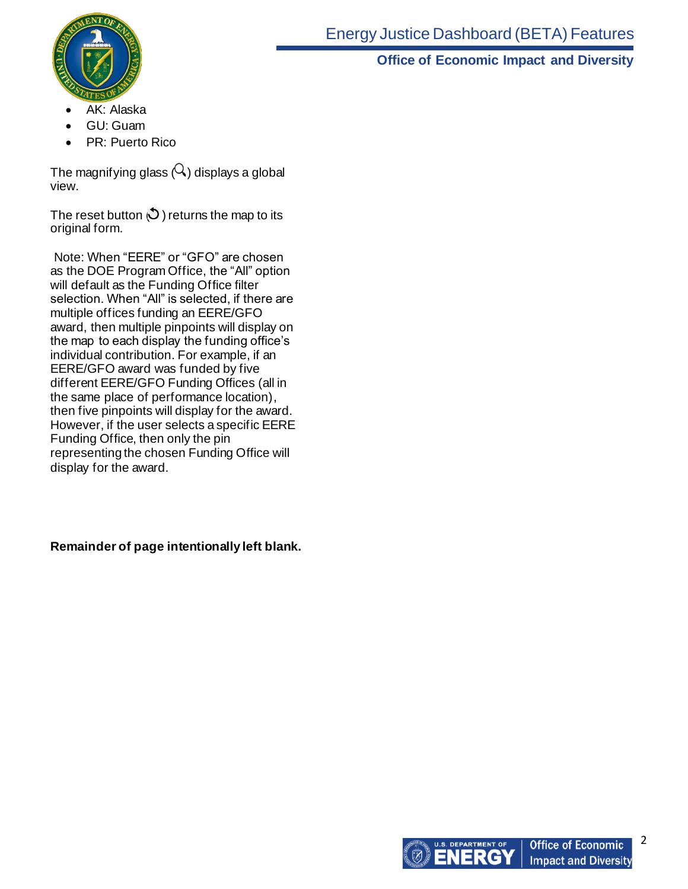- AK: Alaska
- GU: Guam
- PR: Puerto Rico

The magnifying glass (🔍) displays a global view.

The reset button (↻) returns the map to its original form.

Note: When "EERE" or "GFO" are chosen as the DOE Program Office, the "All" option will default as the Funding Office filter selection. When "All" is selected, if there are multiple offices funding an EERE/GFO award, then multiple pinpoints will display on the map to each display the funding office's individual contribution. For example, if an EERE/GFO award was funded by five different EERE/GFO Funding Offices (all in the same place of performance location), then five pinpoints will display for the award. However, if the user selects a specific EERE Funding Office, then only the pin representing the chosen Funding Office will display for the award.

**Remainder of page intentionally left blank.**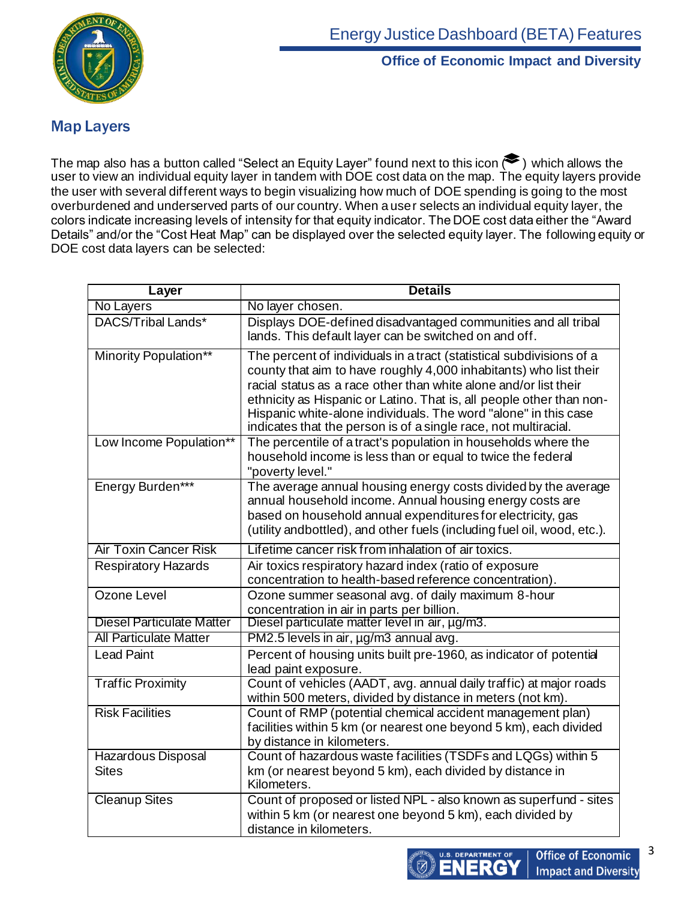## Map Layers

The map also has a button called "Select an Equity Layer" found next to this icon ( ) which allows the user to view an individual equity layer in tandem with DOE cost data on the map. The equity layers provide the user with several different ways to begin visualizing how much of DOE spending is going to the most overburdened and underserved parts of our country. When a user selects an individual equity layer, the colors indicate increasing levels of intensity for that equity indicator. The DOE cost data either the "Award Details" and/or the "Cost Heat Map" can be displayed over the selected equity layer. The following equity or DOE cost data layers can be selected:

| Layer | Details |
|---|---|
| No Layers | No layer chosen. |
| DACS/Tribal Lands* | Displays DOE-defined disadvantaged communities and all tribal lands. This default layer can be switched on and off. |
| Minority Population** | The percent of individuals in a tract (statistical subdivisions of a county that aim to have roughly 4,000 inhabitants) who list their racial status as a race other than white alone and/or list their ethnicity as Hispanic or Latino. That is, all people other than non-Hispanic white-alone individuals. The word "alone" in this case indicates that the person is of a single race, not multiracial. |
| Low Income Population** | The percentile of a tract's population in households where the household income is less than or equal to twice the federal "poverty level." |
| Energy Burden*** | The average annual housing energy costs divided by the average annual household income. Annual housing energy costs are based on household annual expenditures for electricity, gas (utility andbottled), and other fuels (including fuel oil, wood, etc.). |
| Air Toxin Cancer Risk | Lifetime cancer risk from inhalation of air toxics. |
| Respiratory Hazards | Air toxics respiratory hazard index (ratio of exposure concentration to health-based reference concentration). |
| Ozone Level | Ozone summer seasonal avg. of daily maximum 8-hour concentration in air in parts per billion. |
| Diesel Particulate Matter | Diesel particulate matter level in air, µg/m3. |
| All Particulate Matter | PM2.5 levels in air, µg/m3 annual avg. |
| Lead Paint | Percent of housing units built pre-1960, as indicator of potential lead paint exposure. |
| Traffic Proximity | Count of vehicles (AADT, avg. annual daily traffic) at major roads within 500 meters, divided by distance in meters (not km). |
| Risk Facilities | Count of RMP (potential chemical accident management plan) facilities within 5 km (or nearest one beyond 5 km), each divided by distance in kilometers. |
| Hazardous Disposal Sites | Count of hazardous waste facilities (TSDFs and LQGs) within 5 km (or nearest beyond 5 km), each divided by distance in Kilometers. |
| Cleanup Sites | Count of proposed or listed NPL - also known as superfund - sites within 5 km (or nearest one beyond 5 km), each divided by distance in kilometers. |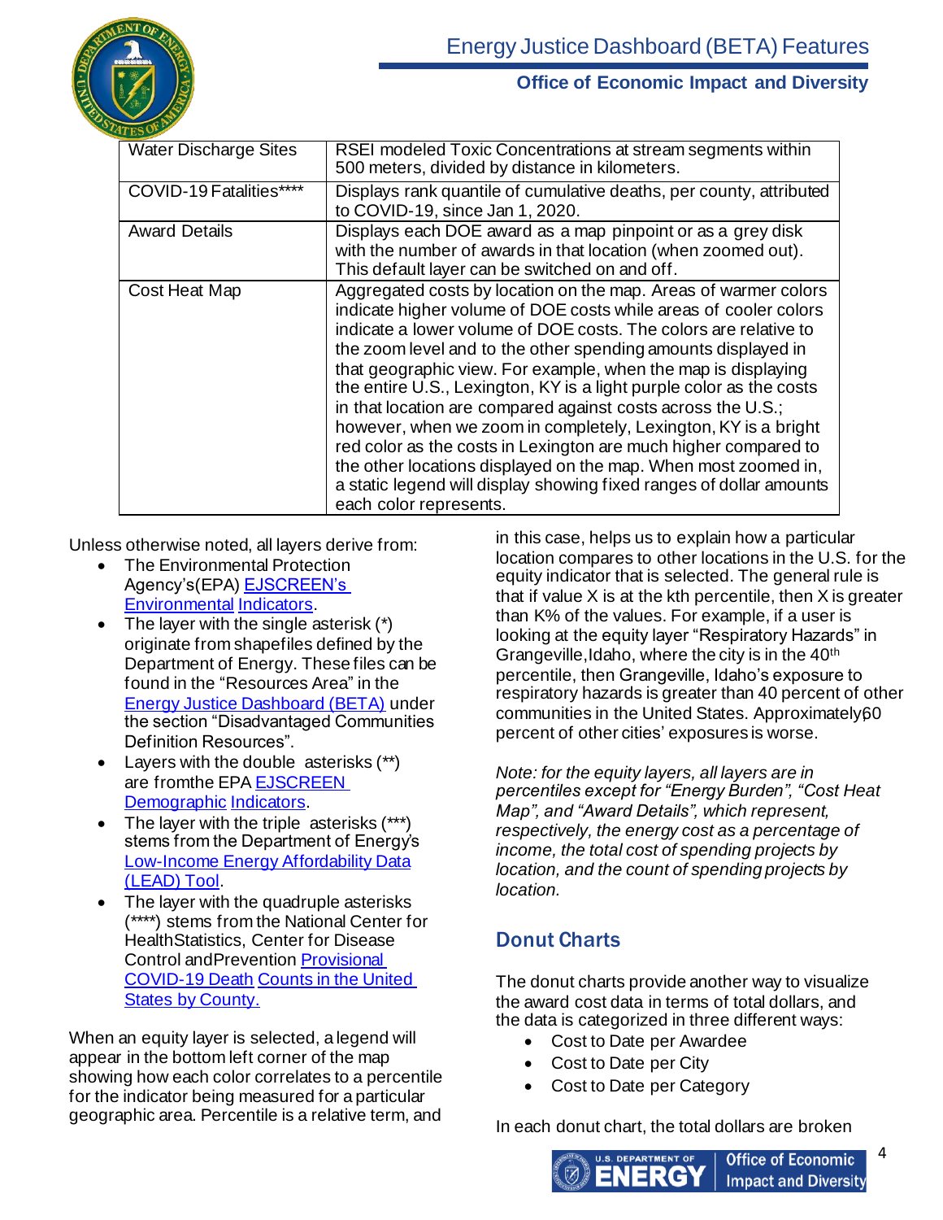| | |
|---|---|
| Water Discharge Sites | RSEI modeled Toxic Concentrations at stream segments within 500 meters, divided by distance in kilometers. |
| COVID-19 Fatalities**** | Displays rank quantile of cumulative deaths, per county, attributed to COVID-19, since Jan 1, 2020. |
| Award Details | Displays each DOE award as a map pinpoint or as a grey disk with the number of awards in that location (when zoomed out). This default layer can be switched on and off. |
| Cost Heat Map | Aggregated costs by location on the map. Areas of warmer colors indicate higher volume of DOE costs while areas of cooler colors indicate a lower volume of DOE costs. The colors are relative to the zoom level and to the other spending amounts displayed in that geographic view. For example, when the map is displaying the entire U.S., Lexington, KY is a light purple color as the costs in that location are compared against costs across the U.S.; however, when we zoom in completely, Lexington, KY is a bright red color as the costs in Lexington are much higher compared to the other locations displayed on the map. When most zoomed in, a static legend will display showing fixed ranges of dollar amounts each color represents. |

Unless otherwise noted, all layers derive from:

- The Environmental Protection Agency's(EPA) [EJSCREEN's Environmental Indicators]().
- The layer with the single asterisk (*) originate from shapefiles defined by the Department of Energy. These files can be found in the "Resources Area" in the [Energy Justice Dashboard (BETA)]() under the section "Disadvantaged Communities Definition Resources".
- Layers with the double asterisks (**) are fromthe EPA [EJSCREEN Demographic Indicators]().
- The layer with the triple asterisks (***) stems from the Department of Energy's [Low-Income Energy Affordability Data (LEAD) Tool]().
- The layer with the quadruple asterisks (****) stems from the National Center for HealthStatistics, Center for Disease Control andPrevention [Provisional COVID-19 Death Counts in the United States by County.]()

When an equity layer is selected, a legend will appear in the bottom left corner of the map showing how each color correlates to a percentile for the indicator being measured for a particular geographic area. Percentile is a relative term, and in this case, helps us to explain how a particular location compares to other locations in the U.S. for the equity indicator that is selected. The general rule is that if value X is at the kth percentile, then X is greater than K% of the values. For example, if a user is looking at the equity layer "Respiratory Hazards" in Grangeville,Idaho, where the city is in the 40th percentile, then Grangeville, Idaho's exposure to respiratory hazards is greater than 40 percent of other communities in the United States. Approximately60 percent of other cities' exposures is worse.

*Note: for the equity layers, all layers are in percentiles except for "Energy Burden", "Cost Heat Map", and "Award Details", which represent, respectively, the energy cost as a percentage of income, the total cost of spending projects by location, and the count of spending projects by location.*

## Donut Charts

The donut charts provide another way to visualize the award cost data in terms of total dollars, and the data is categorized in three different ways:

- Cost to Date per Awardee
- Cost to Date per City
- Cost to Date per Category

In each donut chart, the total dollars are broken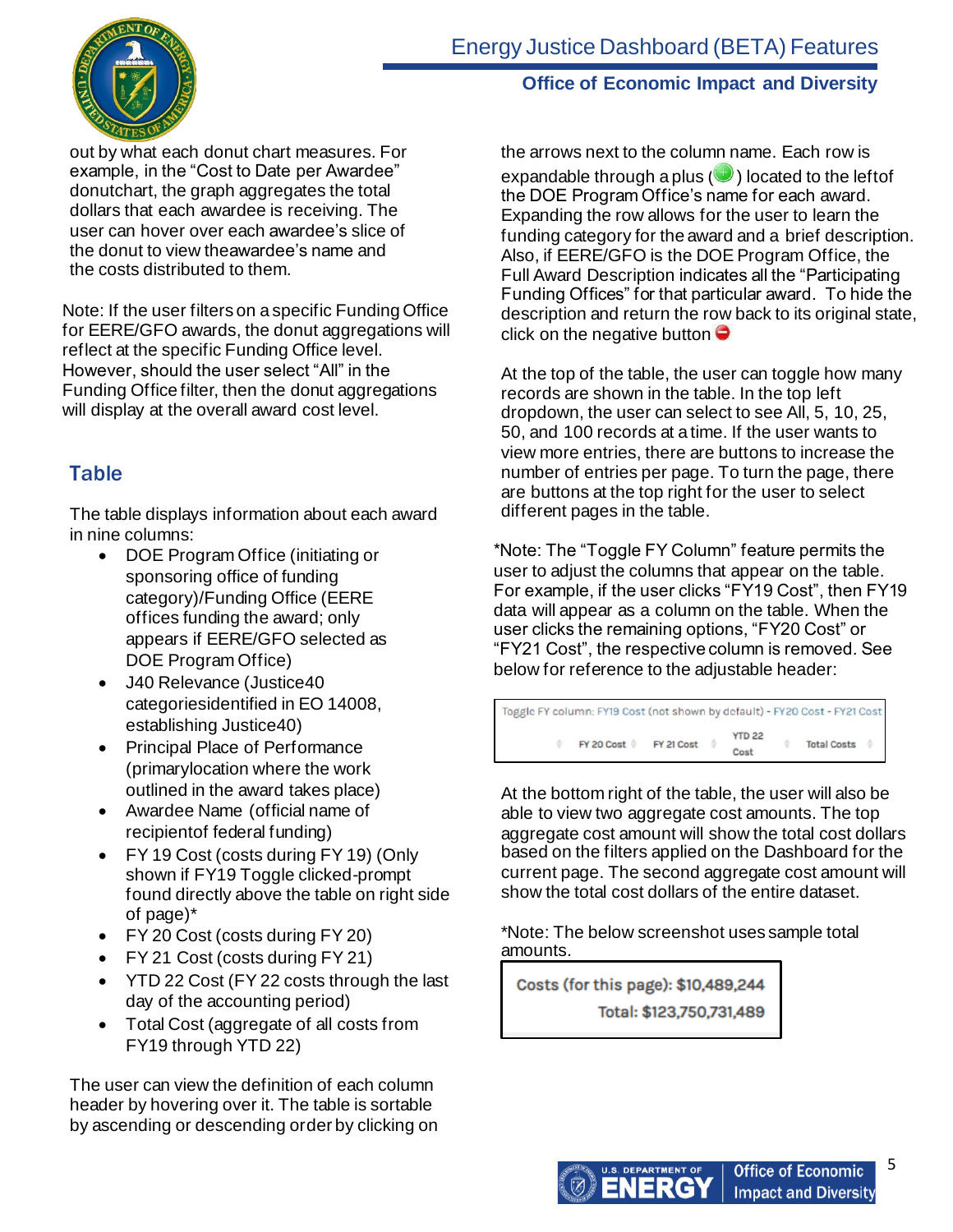out by what each donut chart measures. For example, in the "Cost to Date per Awardee" donutchart, the graph aggregates the total dollars that each awardee is receiving. The user can hover over each awardee's slice of the donut to view theawardee's name and the costs distributed to them.

Note: If the user filters on a specific Funding Office for EERE/GFO awards, the donut aggregations will reflect at the specific Funding Office level. However, should the user select "All" in the Funding Office filter, then the donut aggregations will display at the overall award cost level.

## Table

The table displays information about each award in nine columns:

- DOE Program Office (initiating or sponsoring office of funding category)/Funding Office (EERE offices funding the award; only appears if EERE/GFO selected as DOE Program Office)
- J40 Relevance (Justice40 categoriesidentified in EO 14008, establishing Justice40)
- Principal Place of Performance (primarylocation where the work outlined in the award takes place)
- Awardee Name (official name of recipientof federal funding)
- FY 19 Cost (costs during FY 19) (Only shown if FY19 Toggle clicked-prompt found directly above the table on right side of page)*
- FY 20 Cost (costs during FY 20)
- FY 21 Cost (costs during FY 21)
- YTD 22 Cost (FY 22 costs through the last day of the accounting period)
- Total Cost (aggregate of all costs from FY19 through YTD 22)

The user can view the definition of each column header by hovering over it. The table is sortable by ascending or descending order by clicking on the arrows next to the column name. Each row is expandable through a plus (⊕) located to the leftof the DOE Program Office's name for each award. Expanding the row allows for the user to learn the funding category for the award and a brief description. Also, if EERE/GFO is the DOE Program Office, the Full Award Description indicates all the "Participating Funding Offices" for that particular award. To hide the description and return the row back to its original state, click on the negative button ⊖

At the top of the table, the user can toggle how many records are shown in the table. In the top left dropdown, the user can select to see All, 5, 10, 25, 50, and 100 records at a time. If the user wants to view more entries, there are buttons to increase the number of entries per page. To turn the page, there are buttons at the top right for the user to select different pages in the table.

*Note: The "Toggle FY Column" feature permits the user to adjust the columns that appear on the table. For example, if the user clicks "FY19 Cost", then FY19 data will appear as a column on the table. When the user clicks the remaining options, "FY20 Cost" or "FY21 Cost", the respective column is removed. See below for reference to the adjustable header:

Toggle FY column: FY19 Cost (not shown by default) - FY20 Cost - FY21 Cost

FY 20 Cost | FY 21 Cost | YTD 22 Cost | Total Costs

At the bottom right of the table, the user will also be able to view two aggregate cost amounts. The top aggregate cost amount will show the total cost dollars based on the filters applied on the Dashboard for the current page. The second aggregate cost amount will show the total cost dollars of the entire dataset.

*Note: The below screenshot uses sample total amounts.

Costs (for this page): $10,489,244
Total: $123,750,731,489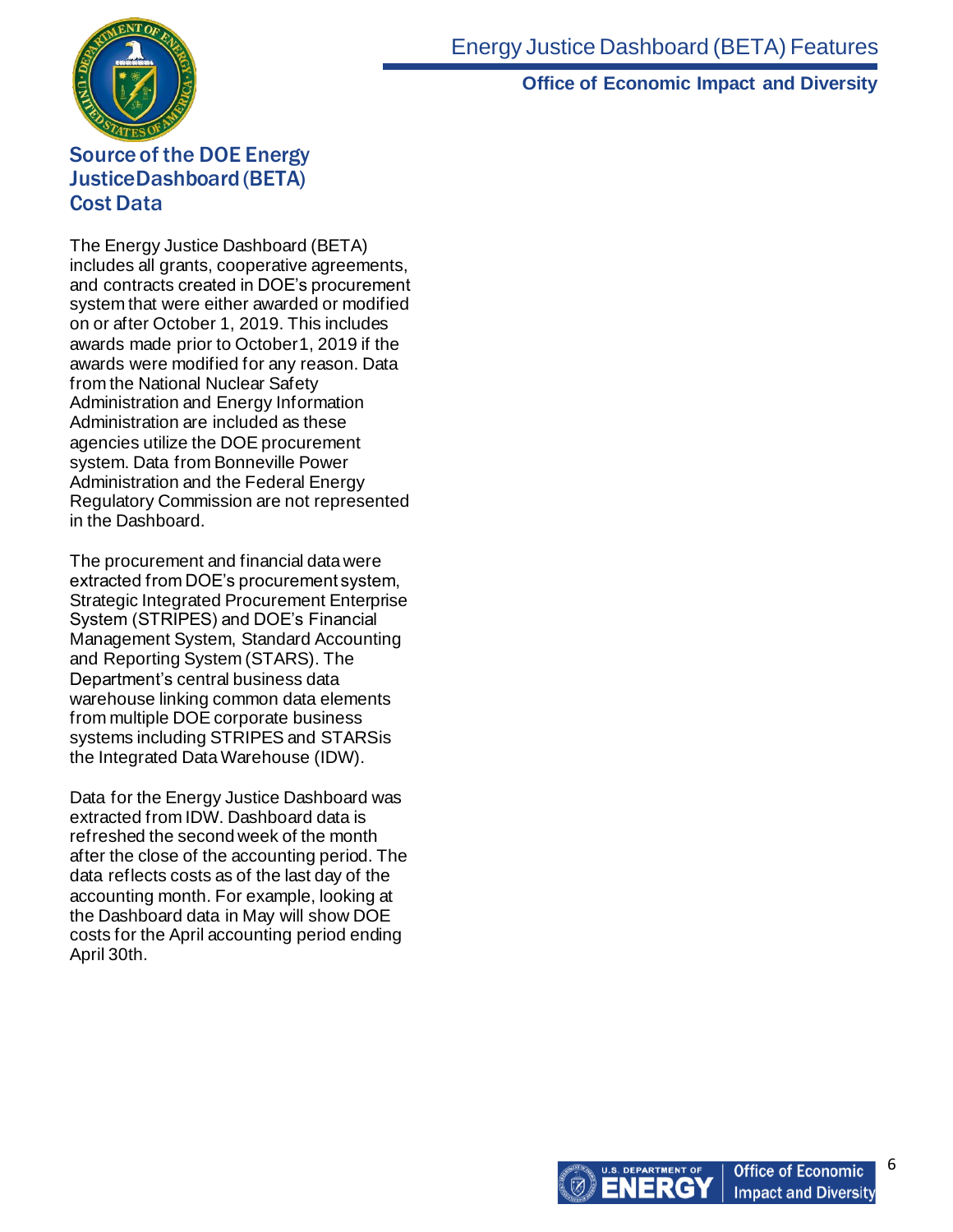# Source of the DOE Energy Justice Dashboard (BETA) Cost Data

The Energy Justice Dashboard (BETA) includes all grants, cooperative agreements, and contracts created in DOE's procurement system that were either awarded or modified on or after October 1, 2019. This includes awards made prior to October1, 2019 if the awards were modified for any reason. Data from the National Nuclear Safety Administration and Energy Information Administration are included as these agencies utilize the DOE procurement system. Data from Bonneville Power Administration and the Federal Energy Regulatory Commission are not represented in the Dashboard.

The procurement and financial data were extracted from DOE's procurement system, Strategic Integrated Procurement Enterprise System (STRIPES) and DOE's Financial Management System, Standard Accounting and Reporting System (STARS). The Department's central business data warehouse linking common data elements from multiple DOE corporate business systems including STRIPES and STARSis the Integrated Data Warehouse (IDW).

Data for the Energy Justice Dashboard was extracted from IDW. Dashboard data is refreshed the second week of the month after the close of the accounting period. The data reflects costs as of the last day of the accounting month. For example, looking at the Dashboard data in May will show DOE costs for the April accounting period ending April 30th.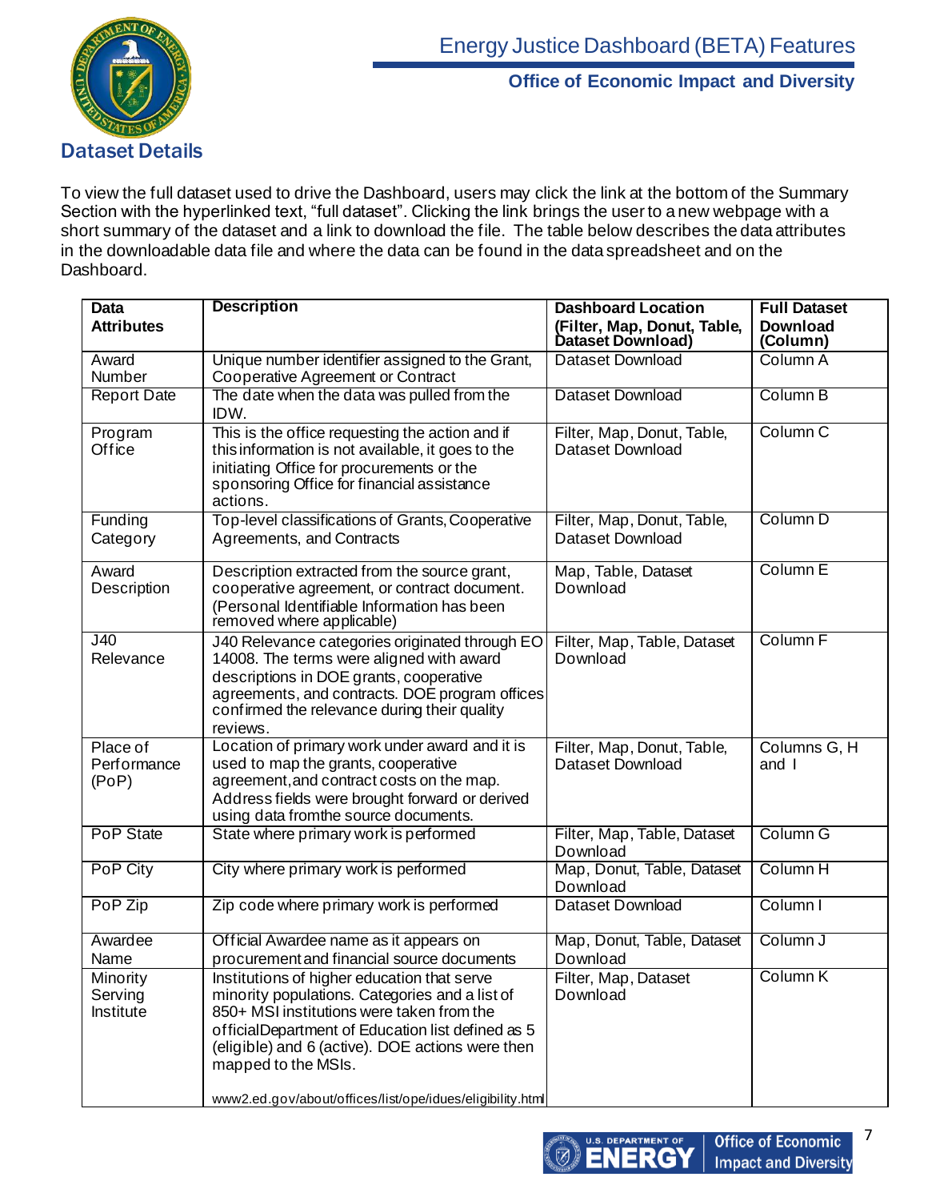## Dataset Details

To view the full dataset used to drive the Dashboard, users may click the link at the bottom of the Summary Section with the hyperlinked text, "full dataset". Clicking the link brings the user to a new webpage with a short summary of the dataset and a link to download the file. The table below describes the data attributes in the downloadable data file and where the data can be found in the data spreadsheet and on the Dashboard.

| Data Attributes | Description | Dashboard Location (Filter, Map, Donut, Table, Dataset Download) | Full Dataset Download (Column) |
|---|---|---|---|
| Award Number | Unique number identifier assigned to the Grant, Cooperative Agreement or Contract | Dataset Download | Column A |
| Report Date | The date when the data was pulled from the IDW. | Dataset Download | Column B |
| Program Office | This is the office requesting the action and if this information is not available, it goes to the initiating Office for procurements or the sponsoring Office for financial assistance actions. | Filter, Map, Donut, Table, Dataset Download | Column C |
| Funding Category | Top-level classifications of Grants, Cooperative Agreements, and Contracts | Filter, Map, Donut, Table, Dataset Download | Column D |
| Award Description | Description extracted from the source grant, cooperative agreement, or contract document. (Personal Identifiable Information has been removed where applicable) | Map, Table, Dataset Download | Column E |
| J40 Relevance | J40 Relevance categories originated through EO 14008. The terms were aligned with award descriptions in DOE grants, cooperative agreements, and contracts. DOE program offices confirmed the relevance during their quality reviews. | Filter, Map, Table, Dataset Download | Column F |
| Place of Performance (PoP) | Location of primary work under award and it is used to map the grants, cooperative agreement, and contract costs on the map. Address fields were brought forward or derived using data fromthe source documents. | Filter, Map, Donut, Table, Dataset Download | Columns G, H and I |
| PoP State | State where primary work is performed | Filter, Map, Table, Dataset Download | Column G |
| PoP City | City where primary work is performed | Map, Donut, Table, Dataset Download | Column H |
| PoP Zip | Zip code where primary work is performed | Dataset Download | Column I |
| Awardee Name | Official Awardee name as it appears on procurement and financial source documents | Map, Donut, Table, Dataset Download | Column J |
| Minority Serving Institute | Institutions of higher education that serve minority populations. Categories and a list of 850+ MSI institutions were taken from the officialDepartment of Education list defined as 5 (eligible) and 6 (active). DOE actions were then mapped to the MSIs.<br><br>www2.ed.gov/about/offices/list/ope/idues/eligibility.html | Filter, Map, Dataset Download | Column K |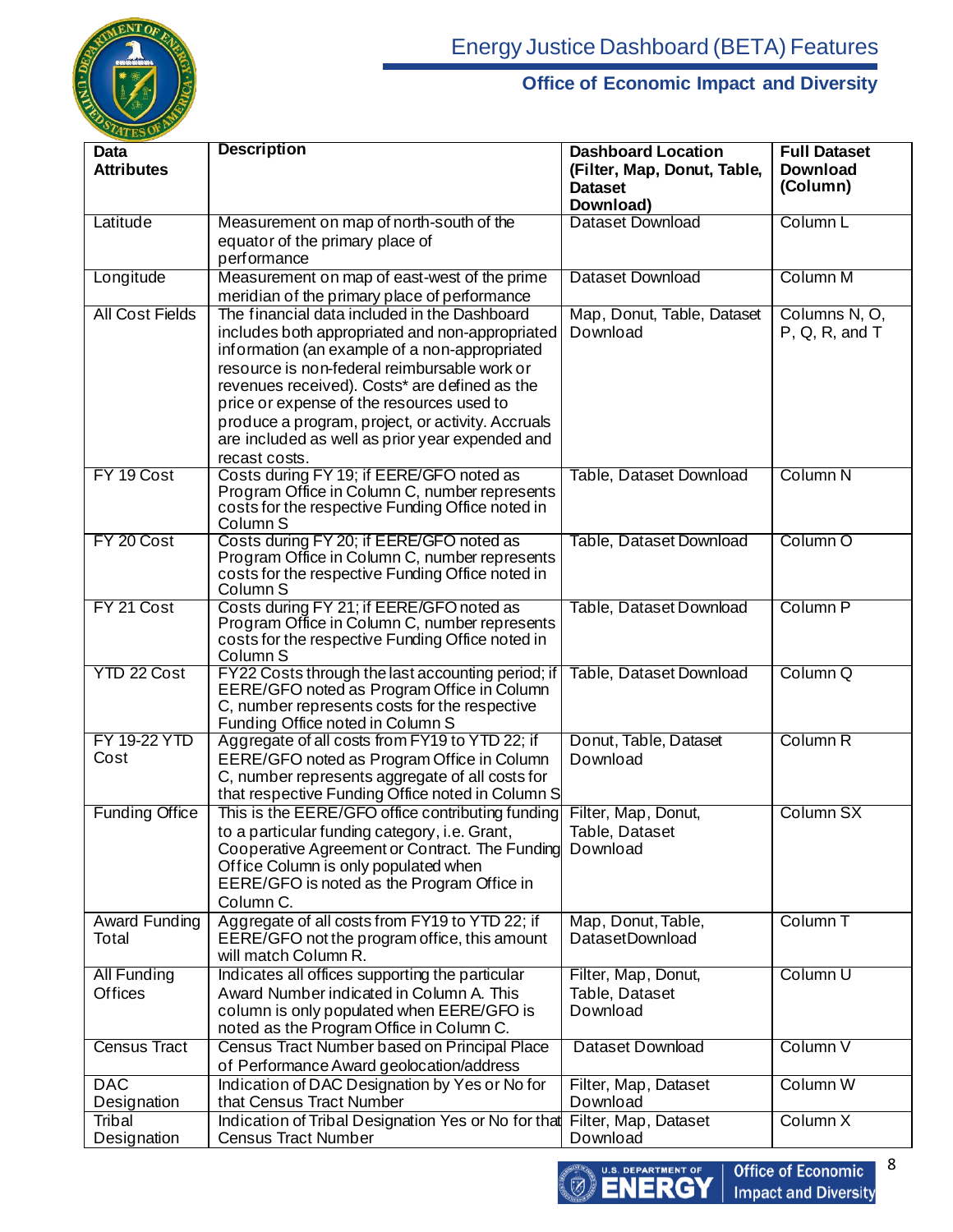| Data Attributes | Description | Dashboard Location (Filter, Map, Donut, Table, Dataset Download) | Full Dataset Download (Column) |
|---|---|---|---|
| Latitude | Measurement on map of north-south of the equator of the primary place of performance | Dataset Download | Column L |
| Longitude | Measurement on map of east-west of the prime meridian of the primary place of performance | Dataset Download | Column M |
| All Cost Fields | The financial data included in the Dashboard includes both appropriated and non-appropriated information (an example of a non-appropriated resource is non-federal reimbursable work or revenues received). Costs* are defined as the price or expense of the resources used to produce a program, project, or activity. Accruals are included as well as prior year expended and recast costs. | Map, Donut, Table, Dataset Download | Columns N, O, P, Q, R, and T |
| FY 19 Cost | Costs during FY 19; if EERE/GFO noted as Program Office in Column C, number represents costs for the respective Funding Office noted in Column S | Table, Dataset Download | Column N |
| FY 20 Cost | Costs during FY 20; if EERE/GFO noted as Program Office in Column C, number represents costs for the respective Funding Office noted in Column S | Table, Dataset Download | Column O |
| FY 21 Cost | Costs during FY 21; if EERE/GFO noted as Program Office in Column C, number represents costs for the respective Funding Office noted in Column S | Table, Dataset Download | Column P |
| YTD 22 Cost | FY22 Costs through the last accounting period; if EERE/GFO noted as Program Office in Column C, number represents costs for the respective Funding Office noted in Column S | Table, Dataset Download | Column Q |
| FY 19-22 YTD Cost | Aggregate of all costs from FY19 to YTD 22; if EERE/GFO noted as Program Office in Column C, number represents aggregate of all costs for that respective Funding Office noted in Column S | Donut, Table, Dataset Download | Column R |
| Funding Office | This is the EERE/GFO office contributing funding to a particular funding category, i.e. Grant, Cooperative Agreement or Contract. The Funding Office Column is only populated when EERE/GFO is noted as the Program Office in Column C. | Filter, Map, Donut, Table, Dataset Download | Column SX |
| Award Funding Total | Aggregate of all costs from FY19 to YTD 22; if EERE/GFO not the program office, this amount will match Column R. | Map, Donut, Table, DatasetDownload | Column T |
| All Funding Offices | Indicates all offices supporting the particular Award Number indicated in Column A. This column is only populated when EERE/GFO is noted as the Program Office in Column C. | Filter, Map, Donut, Table, Dataset Download | Column U |
| Census Tract | Census Tract Number based on Principal Place of Performance Award geolocation/address | Dataset Download | Column V |
| DAC Designation | Indication of DAC Designation by Yes or No for that Census Tract Number | Filter, Map, Dataset Download | Column W |
| Tribal Designation | Indication of Tribal Designation Yes or No for that Census Tract Number | Filter, Map, Dataset Download | Column X |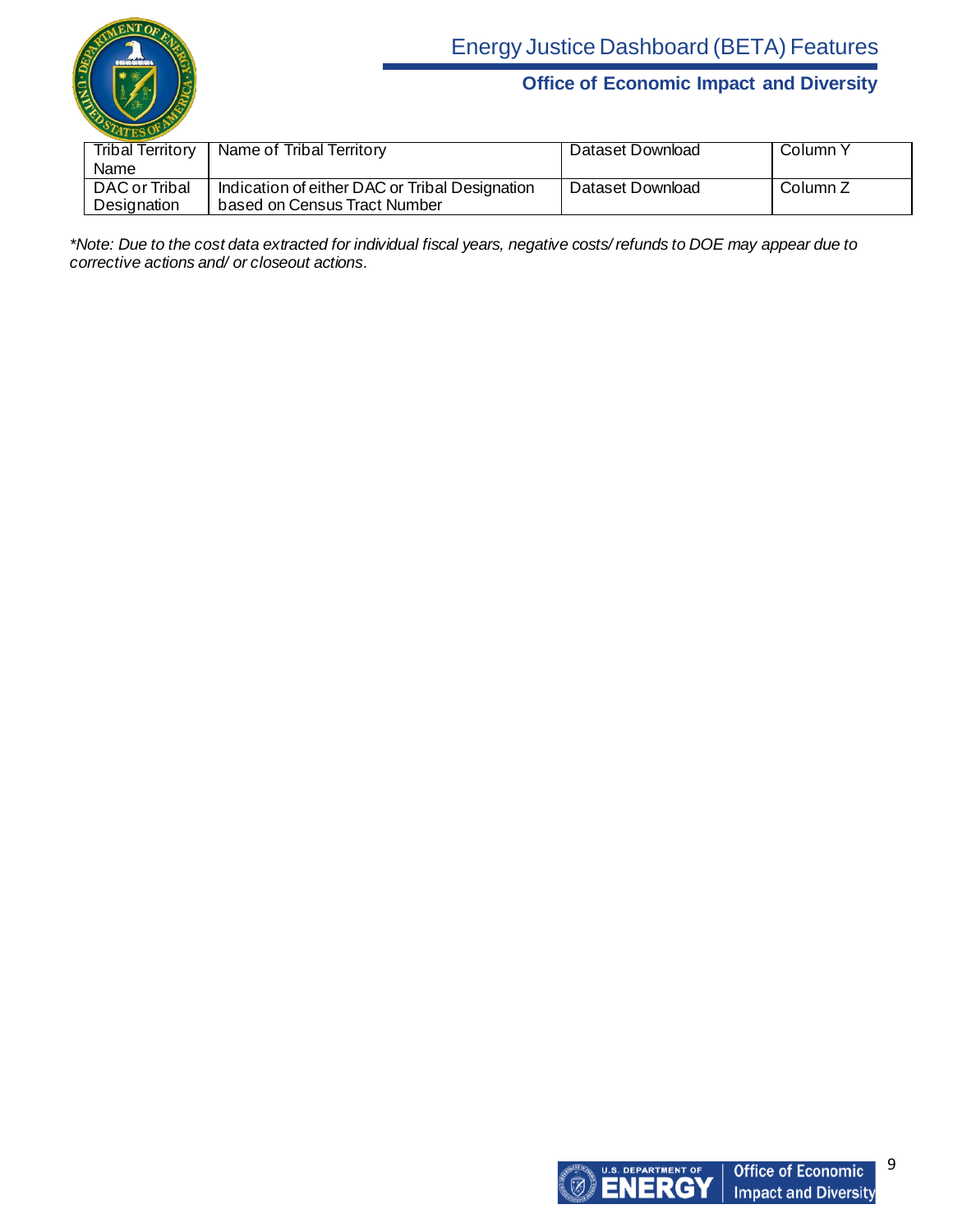| | | | |
|---|---|---|---|
| Tribal Territory Name | Name of Tribal Territory | Dataset Download | Column Y |
| DAC or Tribal Designation | Indication of either DAC or Tribal Designation based on Census Tract Number | Dataset Download | Column Z |

*\*Note: Due to the cost data extracted for individual fiscal years, negative costs/ refunds to DOE may appear due to corrective actions and/ or closeout actions.*